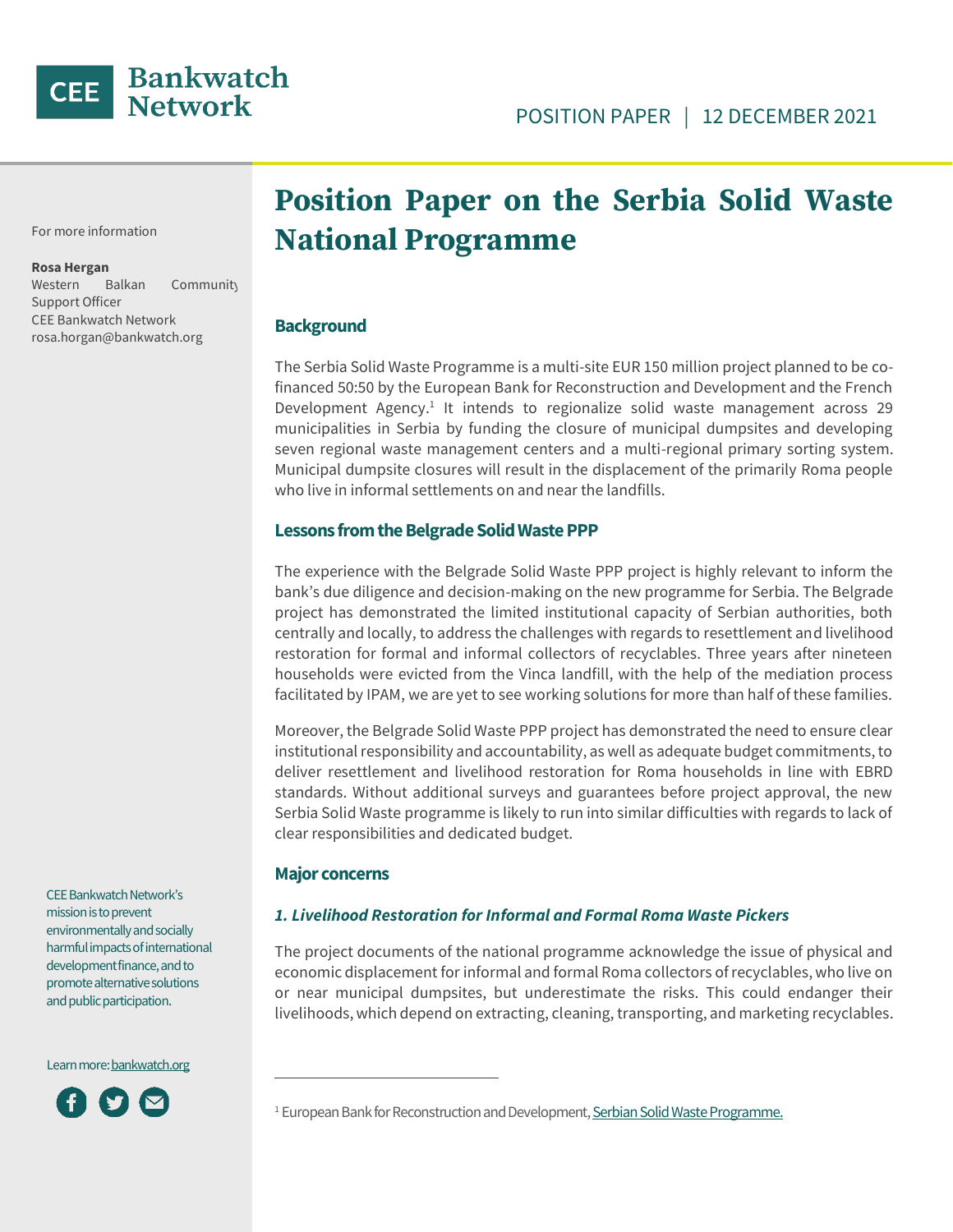CEE Bankwatch Network

POSITION PAPER | 12 DECEMBER 2021

For more information

**Rosa Hergan**
Western Balkan Community Support Officer
CEE Bankwatch Network
rosa.horgan@bankwatch.org

# Position Paper on the Serbia Solid Waste National Programme

## Background

The Serbia Solid Waste Programme is a multi-site EUR 150 million project planned to be co-financed 50:50 by the European Bank for Reconstruction and Development and the French Development Agency.[1] It intends to regionalize solid waste management across 29 municipalities in Serbia by funding the closure of municipal dumpsites and developing seven regional waste management centers and a multi-regional primary sorting system. Municipal dumpsite closures will result in the displacement of the primarily Roma people who live in informal settlements on and near the landfills.

## Lessons from the Belgrade Solid Waste PPP

The experience with the Belgrade Solid Waste PPP project is highly relevant to inform the bank's due diligence and decision-making on the new programme for Serbia. The Belgrade project has demonstrated the limited institutional capacity of Serbian authorities, both centrally and locally, to address the challenges with regards to resettlement and livelihood restoration for formal and informal collectors of recyclables. Three years after nineteen households were evicted from the Vinca landfill, with the help of the mediation process facilitated by IPAM, we are yet to see working solutions for more than half of these families.

Moreover, the Belgrade Solid Waste PPP project has demonstrated the need to ensure clear institutional responsibility and accountability, as well as adequate budget commitments, to deliver resettlement and livelihood restoration for Roma households in line with EBRD standards. Without additional surveys and guarantees before project approval, the new Serbia Solid Waste programme is likely to run into similar difficulties with regards to lack of clear responsibilities and dedicated budget.

## Major concerns

### *1. Livelihood Restoration for Informal and Formal Roma Waste Pickers*

The project documents of the national programme acknowledge the issue of physical and economic displacement for informal and formal Roma collectors of recyclables, who live on or near municipal dumpsites, but underestimate the risks. This could endanger their livelihoods, which depend on extracting, cleaning, transporting, and marketing recyclables.

CEE Bankwatch Network's mission is to prevent environmentally and socially harmful impacts of international development finance, and to promote alternative solutions and public participation.

Learn more: bankwatch.org

[1] European Bank for Reconstruction and Development, Serbian Solid Waste Programme.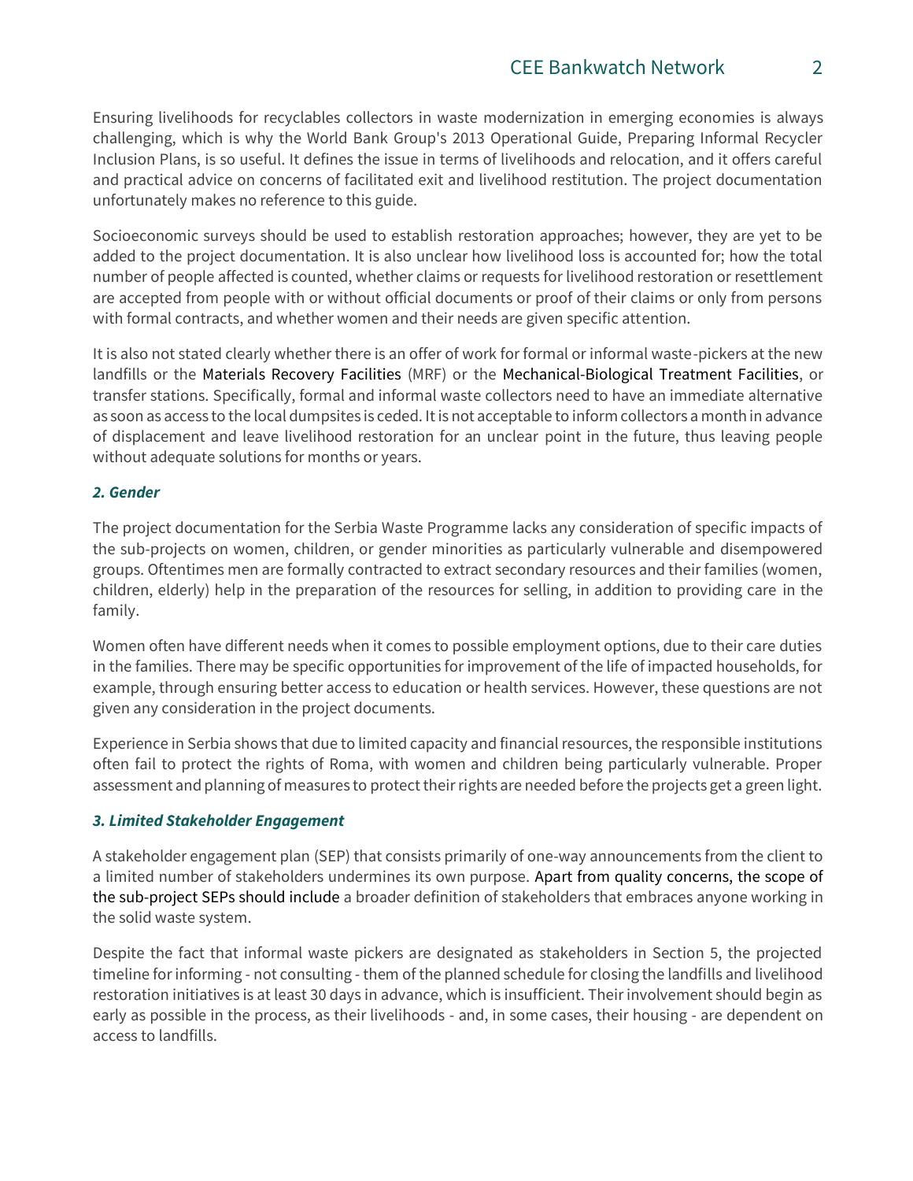Ensuring livelihoods for recyclables collectors in waste modernization in emerging economies is always challenging, which is why the World Bank Group's 2013 Operational Guide, Preparing Informal Recycler Inclusion Plans, is so useful. It defines the issue in terms of livelihoods and relocation, and it offers careful and practical advice on concerns of facilitated exit and livelihood restitution. The project documentation unfortunately makes no reference to this guide.

Socioeconomic surveys should be used to establish restoration approaches; however, they are yet to be added to the project documentation. It is also unclear how livelihood loss is accounted for; how the total number of people affected is counted, whether claims or requests for livelihood restoration or resettlement are accepted from people with or without official documents or proof of their claims or only from persons with formal contracts, and whether women and their needs are given specific attention.

It is also not stated clearly whether there is an offer of work for formal or informal waste-pickers at the new landfills or the Materials Recovery Facilities (MRF) or the Mechanical-Biological Treatment Facilities, or transfer stations. Specifically, formal and informal waste collectors need to have an immediate alternative as soon as access to the local dumpsites is ceded. It is not acceptable to inform collectors a month in advance of displacement and leave livelihood restoration for an unclear point in the future, thus leaving people without adequate solutions for months or years.

### *2. Gender*

The project documentation for the Serbia Waste Programme lacks any consideration of specific impacts of the sub-projects on women, children, or gender minorities as particularly vulnerable and disempowered groups. Oftentimes men are formally contracted to extract secondary resources and their families (women, children, elderly) help in the preparation of the resources for selling, in addition to providing care in the family.

Women often have different needs when it comes to possible employment options, due to their care duties in the families. There may be specific opportunities for improvement of the life of impacted households, for example, through ensuring better access to education or health services. However, these questions are not given any consideration in the project documents.

Experience in Serbia shows that due to limited capacity and financial resources, the responsible institutions often fail to protect the rights of Roma, with women and children being particularly vulnerable. Proper assessment and planning of measures to protect their rights are needed before the projects get a green light.

### *3. Limited Stakeholder Engagement*

A stakeholder engagement plan (SEP) that consists primarily of one-way announcements from the client to a limited number of stakeholders undermines its own purpose. Apart from quality concerns, the scope of the sub-project SEPs should include a broader definition of stakeholders that embraces anyone working in the solid waste system.

Despite the fact that informal waste pickers are designated as stakeholders in Section 5, the projected timeline for informing - not consulting - them of the planned schedule for closing the landfills and livelihood restoration initiatives is at least 30 days in advance, which is insufficient. Their involvement should begin as early as possible in the process, as their livelihoods - and, in some cases, their housing - are dependent on access to landfills.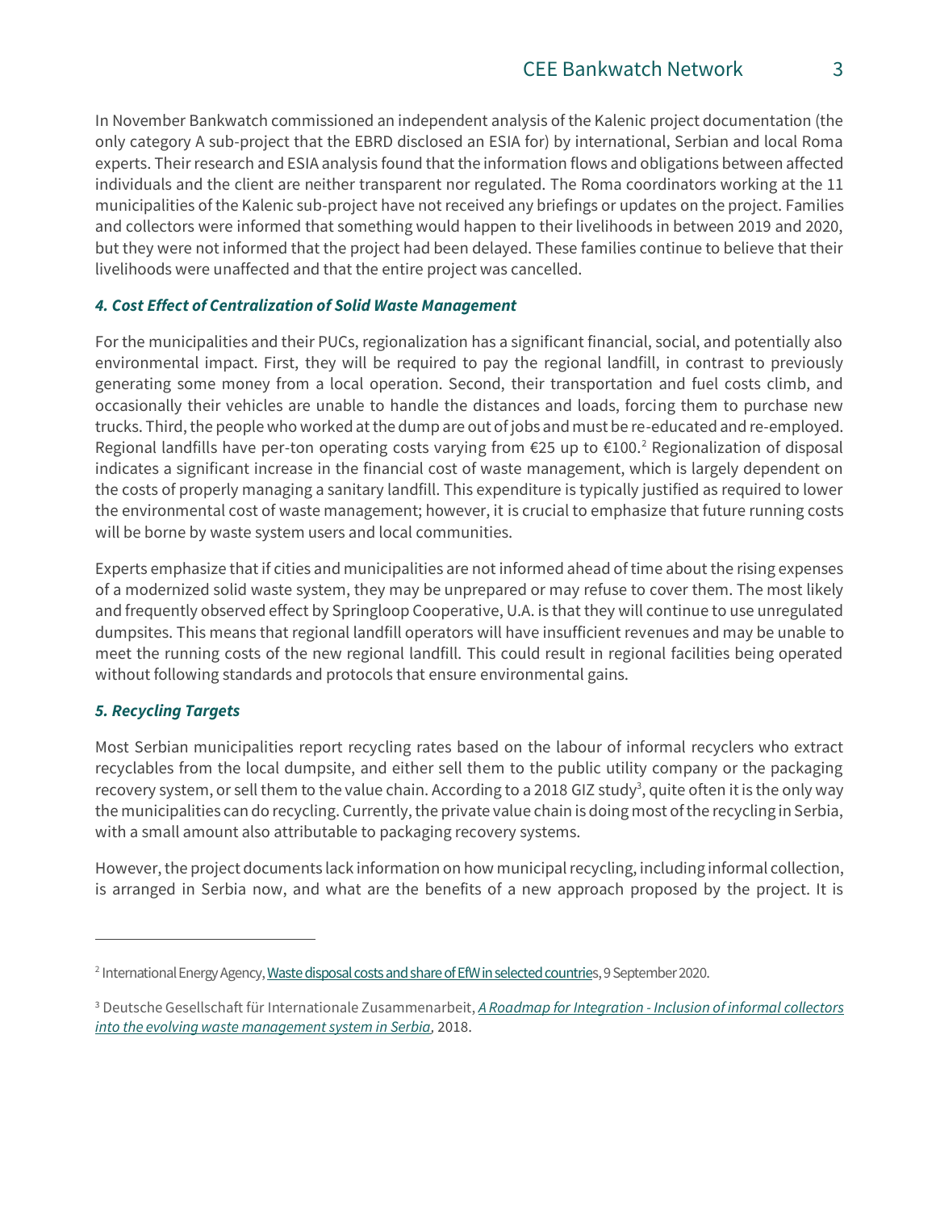In November Bankwatch commissioned an independent analysis of the Kalenic project documentation (the only category A sub-project that the EBRD disclosed an ESIA for) by international, Serbian and local Roma experts. Their research and ESIA analysis found that the information flows and obligations between affected individuals and the client are neither transparent nor regulated. The Roma coordinators working at the 11 municipalities of the Kalenic sub-project have not received any briefings or updates on the project. Families and collectors were informed that something would happen to their livelihoods in between 2019 and 2020, but they were not informed that the project had been delayed. These families continue to believe that their livelihoods were unaffected and that the entire project was cancelled.

### *4. Cost Effect of Centralization of Solid Waste Management*

For the municipalities and their PUCs, regionalization has a significant financial, social, and potentially also environmental impact. First, they will be required to pay the regional landfill, in contrast to previously generating some money from a local operation. Second, their transportation and fuel costs climb, and occasionally their vehicles are unable to handle the distances and loads, forcing them to purchase new trucks. Third, the people who worked at the dump are out of jobs and must be re-educated and re-employed. Regional landfills have per-ton operating costs varying from €25 up to €100.[2] Regionalization of disposal indicates a significant increase in the financial cost of waste management, which is largely dependent on the costs of properly managing a sanitary landfill. This expenditure is typically justified as required to lower the environmental cost of waste management; however, it is crucial to emphasize that future running costs will be borne by waste system users and local communities.

Experts emphasize that if cities and municipalities are not informed ahead of time about the rising expenses of a modernized solid waste system, they may be unprepared or may refuse to cover them. The most likely and frequently observed effect by Springloop Cooperative, U.A. is that they will continue to use unregulated dumpsites. This means that regional landfill operators will have insufficient revenues and may be unable to meet the running costs of the new regional landfill. This could result in regional facilities being operated without following standards and protocols that ensure environmental gains.

### *5. Recycling Targets*

Most Serbian municipalities report recycling rates based on the labour of informal recyclers who extract recyclables from the local dumpsite, and either sell them to the public utility company or the packaging recovery system, or sell them to the value chain. According to a 2018 GIZ study[3], quite often it is the only way the municipalities can do recycling. Currently, the private value chain is doing most of the recycling in Serbia, with a small amount also attributable to packaging recovery systems.

However, the project documents lack information on how municipal recycling, including informal collection, is arranged in Serbia now, and what are the benefits of a new approach proposed by the project. It is

---

[2] International Energy Agency, Waste disposal costs and share of EfW in selected countries, 9 September 2020.

[3] Deutsche Gesellschaft für Internationale Zusammenarbeit, *A Roadmap for Integration - Inclusion of informal collectors into the evolving waste management system in Serbia*, 2018.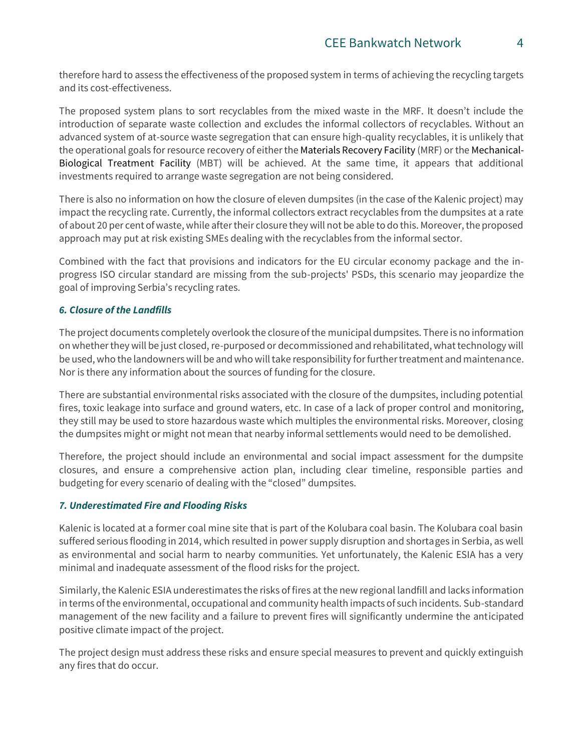therefore hard to assess the effectiveness of the proposed system in terms of achieving the recycling targets and its cost-effectiveness.

The proposed system plans to sort recyclables from the mixed waste in the MRF. It doesn't include the introduction of separate waste collection and excludes the informal collectors of recyclables. Without an advanced system of at-source waste segregation that can ensure high-quality recyclables, it is unlikely that the operational goals for resource recovery of either the Materials Recovery Facility (MRF) or the Mechanical-Biological Treatment Facility (MBT) will be achieved. At the same time, it appears that additional investments required to arrange waste segregation are not being considered.

There is also no information on how the closure of eleven dumpsites (in the case of the Kalenic project) may impact the recycling rate. Currently, the informal collectors extract recyclables from the dumpsites at a rate of about 20 per cent of waste, while after their closure they will not be able to do this. Moreover, the proposed approach may put at risk existing SMEs dealing with the recyclables from the informal sector.

Combined with the fact that provisions and indicators for the EU circular economy package and the in-progress ISO circular standard are missing from the sub-projects' PSDs, this scenario may jeopardize the goal of improving Serbia's recycling rates.

### *6. Closure of the Landfills*

The project documents completely overlook the closure of the municipal dumpsites. There is no information on whether they will be just closed, re-purposed or decommissioned and rehabilitated, what technology will be used, who the landowners will be and who will take responsibility for further treatment and maintenance. Nor is there any information about the sources of funding for the closure.

There are substantial environmental risks associated with the closure of the dumpsites, including potential fires, toxic leakage into surface and ground waters, etc. In case of a lack of proper control and monitoring, they still may be used to store hazardous waste which multiples the environmental risks. Moreover, closing the dumpsites might or might not mean that nearby informal settlements would need to be demolished.

Therefore, the project should include an environmental and social impact assessment for the dumpsite closures, and ensure a comprehensive action plan, including clear timeline, responsible parties and budgeting for every scenario of dealing with the "closed" dumpsites.

### *7. Underestimated Fire and Flooding Risks*

Kalenic is located at a former coal mine site that is part of the Kolubara coal basin. The Kolubara coal basin suffered serious flooding in 2014, which resulted in power supply disruption and shortages in Serbia, as well as environmental and social harm to nearby communities. Yet unfortunately, the Kalenic ESIA has a very minimal and inadequate assessment of the flood risks for the project.

Similarly, the Kalenic ESIA underestimates the risks of fires at the new regional landfill and lacks information in terms of the environmental, occupational and community health impacts of such incidents. Sub-standard management of the new facility and a failure to prevent fires will significantly undermine the anticipated positive climate impact of the project.

The project design must address these risks and ensure special measures to prevent and quickly extinguish any fires that do occur.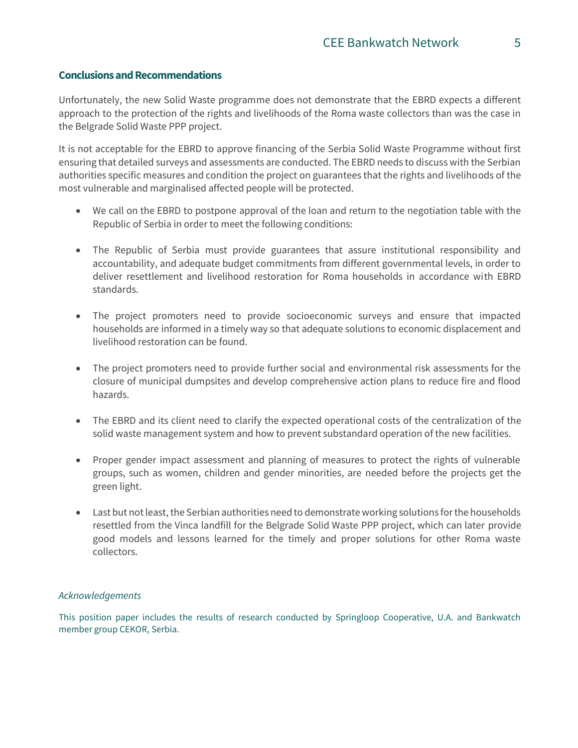## Conclusions and Recommendations

Unfortunately, the new Solid Waste programme does not demonstrate that the EBRD expects a different approach to the protection of the rights and livelihoods of the Roma waste collectors than was the case in the Belgrade Solid Waste PPP project.

It is not acceptable for the EBRD to approve financing of the Serbia Solid Waste Programme without first ensuring that detailed surveys and assessments are conducted. The EBRD needs to discuss with the Serbian authorities specific measures and condition the project on guarantees that the rights and livelihoods of the most vulnerable and marginalised affected people will be protected.

- We call on the EBRD to postpone approval of the loan and return to the negotiation table with the Republic of Serbia in order to meet the following conditions:
- The Republic of Serbia must provide guarantees that assure institutional responsibility and accountability, and adequate budget commitments from different governmental levels, in order to deliver resettlement and livelihood restoration for Roma households in accordance with EBRD standards.
- The project promoters need to provide socioeconomic surveys and ensure that impacted households are informed in a timely way so that adequate solutions to economic displacement and livelihood restoration can be found.
- The project promoters need to provide further social and environmental risk assessments for the closure of municipal dumpsites and develop comprehensive action plans to reduce fire and flood hazards.
- The EBRD and its client need to clarify the expected operational costs of the centralization of the solid waste management system and how to prevent substandard operation of the new facilities.
- Proper gender impact assessment and planning of measures to protect the rights of vulnerable groups, such as women, children and gender minorities, are needed before the projects get the green light.
- Last but not least, the Serbian authorities need to demonstrate working solutions for the households resettled from the Vinca landfill for the Belgrade Solid Waste PPP project, which can later provide good models and lessons learned for the timely and proper solutions for other Roma waste collectors.

*Acknowledgements*

This position paper includes the results of research conducted by Springloop Cooperative, U.A. and Bankwatch member group CEKOR, Serbia.